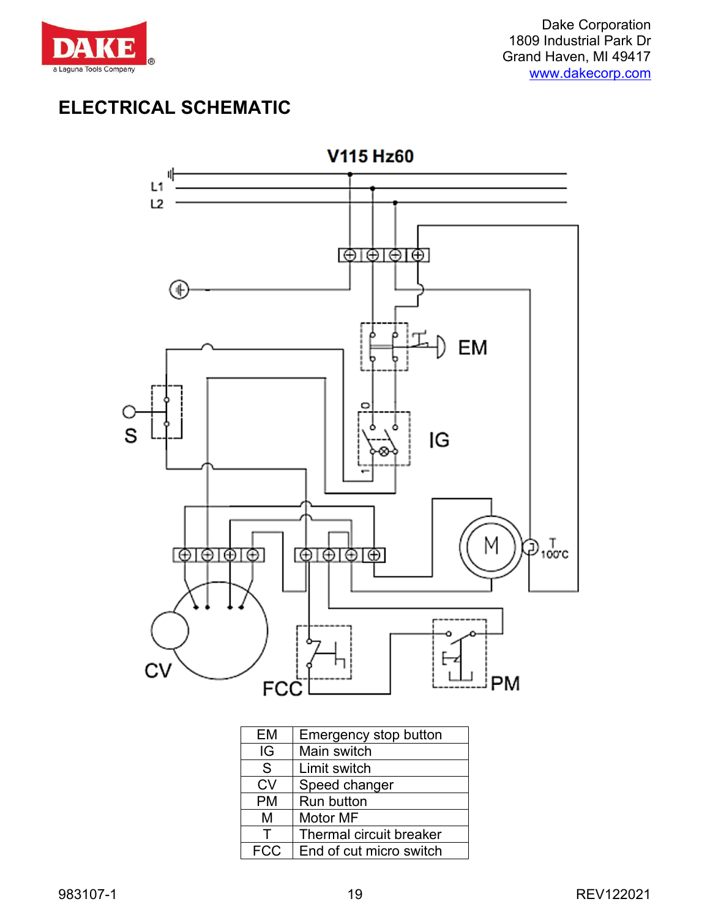Dake Corporation
1809 Industrial Park Dr
Grand Haven, MI 49417
www.dakecorp.com

## ELECTRICAL SCHEMATIC

V115 Hz60

| EM | Emergency stop button |
|---|---|
| IG | Main switch |
| S | Limit switch |
| CV | Speed changer |
| PM | Run button |
| M | Motor MF |
| T | Thermal circuit breaker |
| FCC | End of cut micro switch |

983107-1

REV122021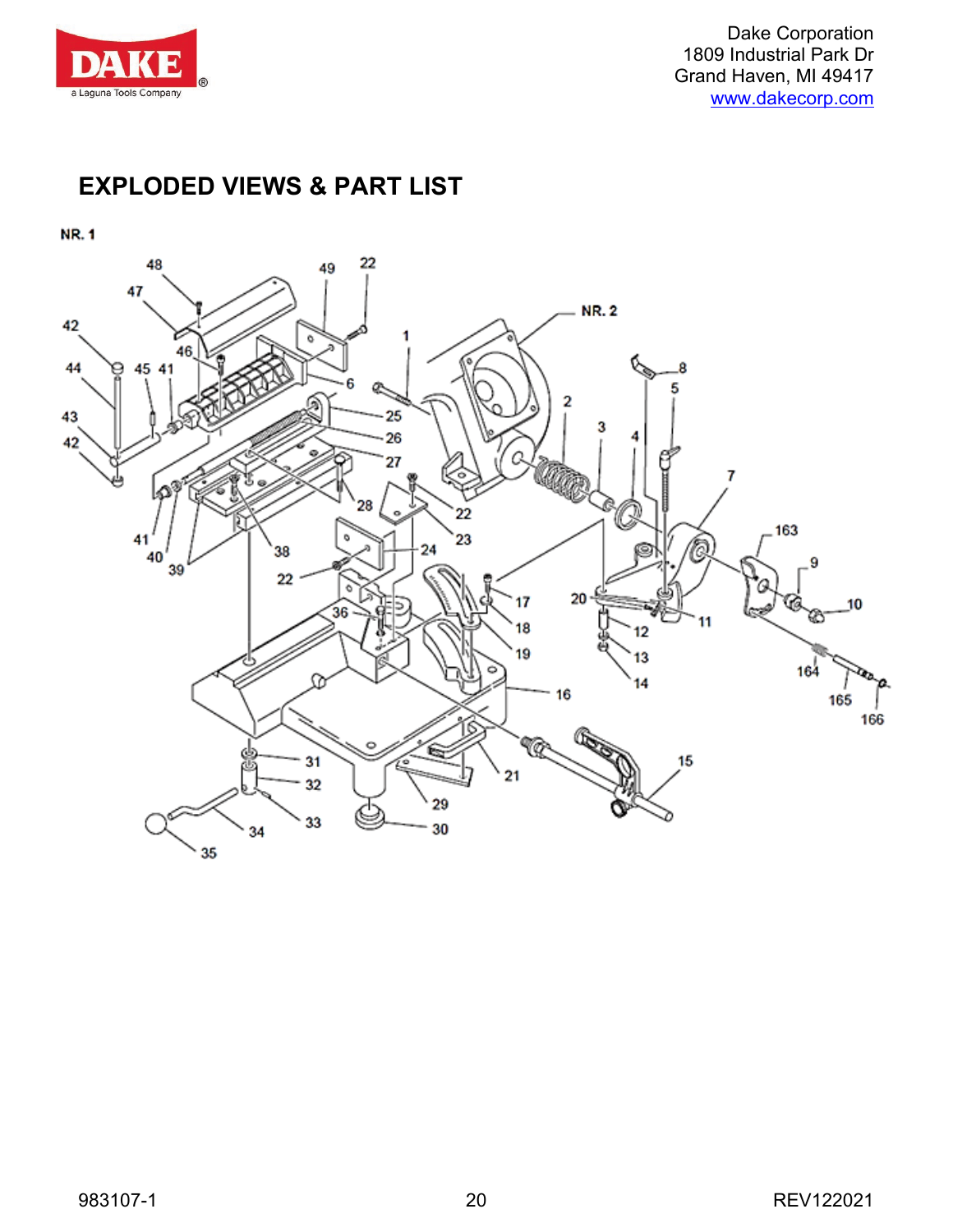## EXPLODED VIEWS & PART LIST

NR. 1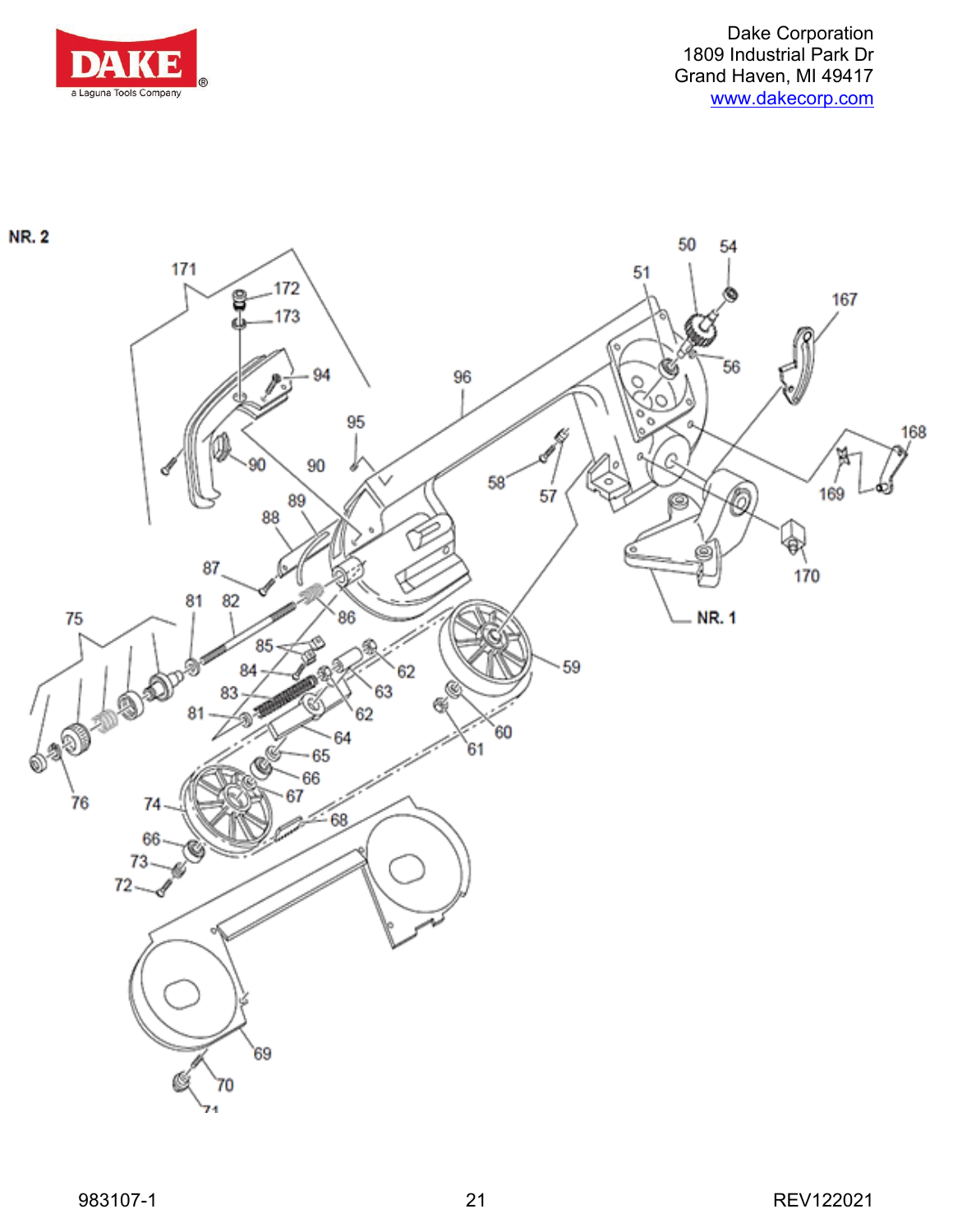Dake Corporation
1809 Industrial Park Dr
Grand Haven, MI 49417
www.dakecorp.com

**NR. 2**

171 172 173 94 90 90 95 96 51 50 54 56 167 168 169 170 NR. 1 58 57 89 88 87 81 82 86 75 85 84 83 81 62 63 62 64 59 60 61 65 66 67 76 74 68 66 73 72 69 70 71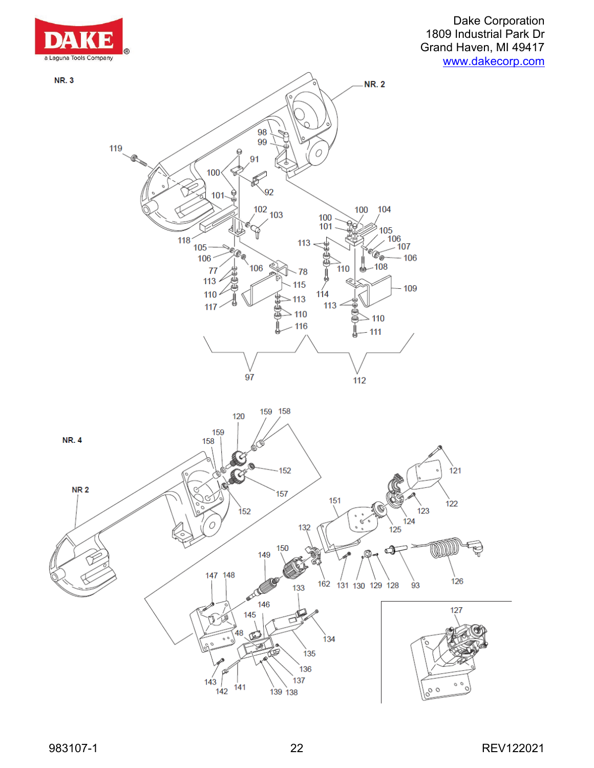Dake Corporation
1809 Industrial Park Dr
Grand Haven, MI 49417
www.dakecorp.com

NR. 3

NR. 2

119 98 99 91 100 92 101 102 103 118 105 106 77 113 110 117 106 78 115 113 110 116 100 104 100 101 105 106 107 106 113 110 108 114 113 110 111 109 97 112

NR. 4

NR 2

120 159 158 159 158 152 157 152 151 121 122 123 124 125 132 149 150 162 131 130 129 128 93 126 147 148 133 146 145 48 134 135 136 137 143 142 141 139 138 127

983107-1

REV122021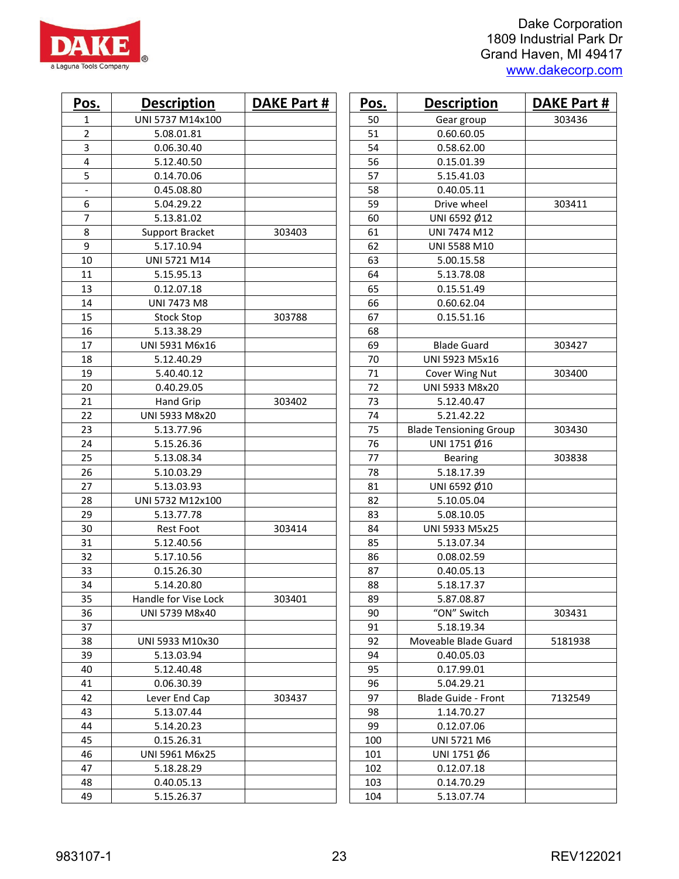Dake Corporation
1809 Industrial Park Dr
Grand Haven, MI 49417
www.dakecorp.com

| Pos. | Description | DAKE Part # |
|---|---|---|
| 1 | UNI 5737 M14x100 | |
| 2 | 5.08.01.81 | |
| 3 | 0.06.30.40 | |
| 4 | 5.12.40.50 | |
| 5 | 0.14.70.06 | |
| - | 0.45.08.80 | |
| 6 | 5.04.29.22 | |
| 7 | 5.13.81.02 | |
| 8 | Support Bracket | 303403 |
| 9 | 5.17.10.94 | |
| 10 | UNI 5721 M14 | |
| 11 | 5.15.95.13 | |
| 13 | 0.12.07.18 | |
| 14 | UNI 7473 M8 | |
| 15 | Stock Stop | 303788 |
| 16 | 5.13.38.29 | |
| 17 | UNI 5931 M6x16 | |
| 18 | 5.12.40.29 | |
| 19 | 5.40.40.12 | |
| 20 | 0.40.29.05 | |
| 21 | Hand Grip | 303402 |
| 22 | UNI 5933 M8x20 | |
| 23 | 5.13.77.96 | |
| 24 | 5.15.26.36 | |
| 25 | 5.13.08.34 | |
| 26 | 5.10.03.29 | |
| 27 | 5.13.03.93 | |
| 28 | UNI 5732 M12x100 | |
| 29 | 5.13.77.78 | |
| 30 | Rest Foot | 303414 |
| 31 | 5.12.40.56 | |
| 32 | 5.17.10.56 | |
| 33 | 0.15.26.30 | |
| 34 | 5.14.20.80 | |
| 35 | Handle for Vise Lock | 303401 |
| 36 | UNI 5739 M8x40 | |
| 37 | | |
| 38 | UNI 5933 M10x30 | |
| 39 | 5.13.03.94 | |
| 40 | 5.12.40.48 | |
| 41 | 0.06.30.39 | |
| 42 | Lever End Cap | 303437 |
| 43 | 5.13.07.44 | |
| 44 | 5.14.20.23 | |
| 45 | 0.15.26.31 | |
| 46 | UNI 5961 M6x25 | |
| 47 | 5.18.28.29 | |
| 48 | 0.40.05.13 | |
| 49 | 5.15.26.37 | |
| 50 | Gear group | 303436 |
| 51 | 0.60.60.05 | |
| 54 | 0.58.62.00 | |
| 56 | 0.15.01.39 | |
| 57 | 5.15.41.03 | |
| 58 | 0.40.05.11 | |
| 59 | Drive wheel | 303411 |
| 60 | UNI 6592 Ø12 | |
| 61 | UNI 7474 M12 | |
| 62 | UNI 5588 M10 | |
| 63 | 5.00.15.58 | |
| 64 | 5.13.78.08 | |
| 65 | 0.15.51.49 | |
| 66 | 0.60.62.04 | |
| 67 | 0.15.51.16 | |
| 68 | | |
| 69 | Blade Guard | 303427 |
| 70 | UNI 5923 M5x16 | |
| 71 | Cover Wing Nut | 303400 |
| 72 | UNI 5933 M8x20 | |
| 73 | 5.12.40.47 | |
| 74 | 5.21.42.22 | |
| 75 | Blade Tensioning Group | 303430 |
| 76 | UNI 1751 Ø16 | |
| 77 | Bearing | 303838 |
| 78 | 5.18.17.39 | |
| 81 | UNI 6592 Ø10 | |
| 82 | 5.10.05.04 | |
| 83 | 5.08.10.05 | |
| 84 | UNI 5933 M5x25 | |
| 85 | 5.13.07.34 | |
| 86 | 0.08.02.59 | |
| 87 | 0.40.05.13 | |
| 88 | 5.18.17.37 | |
| 89 | 5.87.08.87 | |
| 90 | "ON" Switch | 303431 |
| 91 | 5.18.19.34 | |
| 92 | Moveable Blade Guard | 5181938 |
| 94 | 0.40.05.03 | |
| 95 | 0.17.99.01 | |
| 96 | 5.04.29.21 | |
| 97 | Blade Guide - Front | 7132549 |
| 98 | 1.14.70.27 | |
| 99 | 0.12.07.06 | |
| 100 | UNI 5721 M6 | |
| 101 | UNI 1751 Ø6 | |
| 102 | 0.12.07.18 | |
| 103 | 0.14.70.29 | |
| 104 | 5.13.07.74 | |

983107-1 REV122021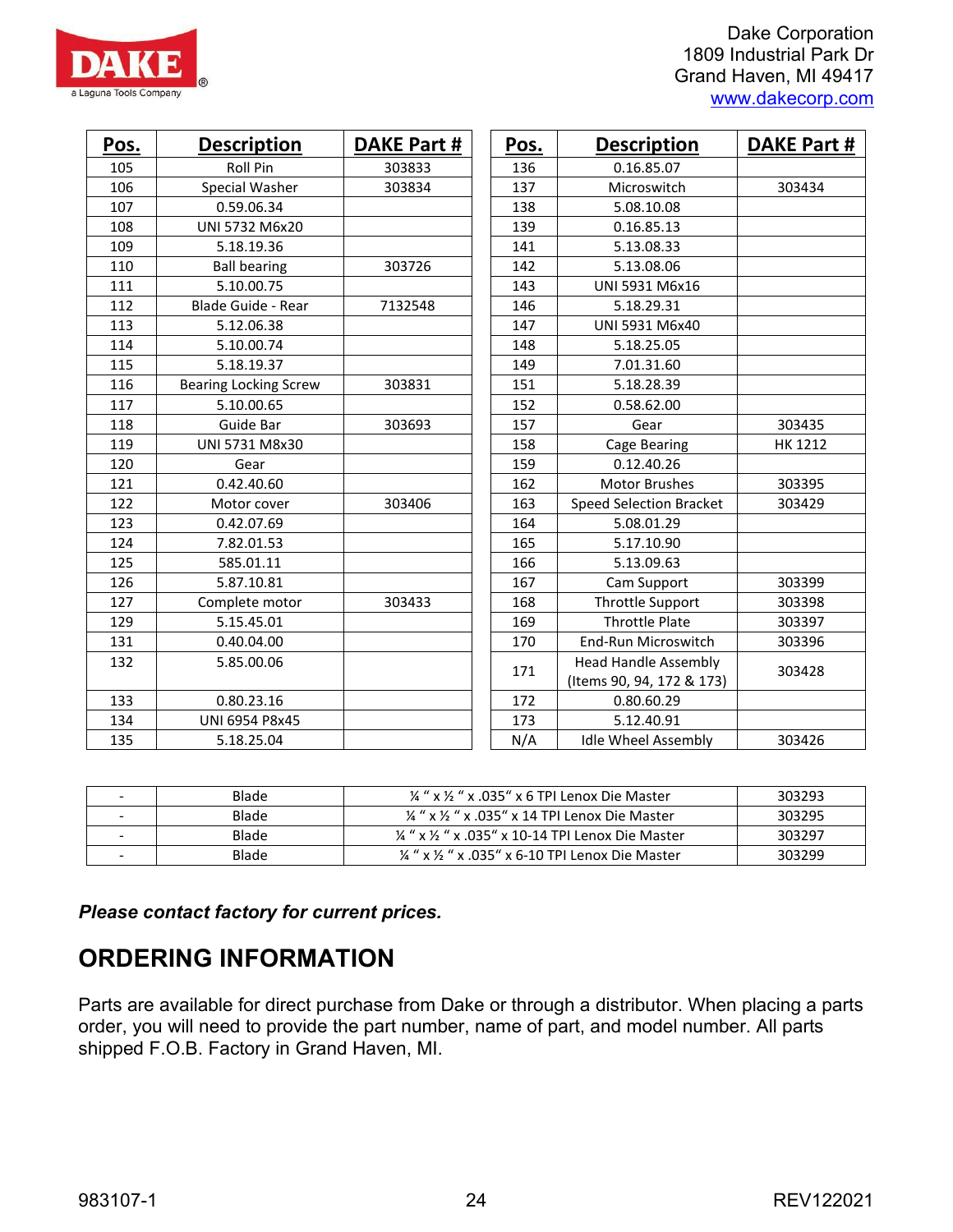Dake Corporation
1809 Industrial Park Dr
Grand Haven, MI 49417
www.dakecorp.com

| Pos. | Description | DAKE Part # |
|---|---|---|
| 105 | Roll Pin | 303833 |
| 106 | Special Washer | 303834 |
| 107 | 0.59.06.34 | |
| 108 | UNI 5732 M6x20 | |
| 109 | 5.18.19.36 | |
| 110 | Ball bearing | 303726 |
| 111 | 5.10.00.75 | |
| 112 | Blade Guide - Rear | 7132548 |
| 113 | 5.12.06.38 | |
| 114 | 5.10.00.74 | |
| 115 | 5.18.19.37 | |
| 116 | Bearing Locking Screw | 303831 |
| 117 | 5.10.00.65 | |
| 118 | Guide Bar | 303693 |
| 119 | UNI 5731 M8x30 | |
| 120 | Gear | |
| 121 | 0.42.40.60 | |
| 122 | Motor cover | 303406 |
| 123 | 0.42.07.69 | |
| 124 | 7.82.01.53 | |
| 125 | 585.01.11 | |
| 126 | 5.87.10.81 | |
| 127 | Complete motor | 303433 |
| 129 | 5.15.45.01 | |
| 131 | 0.40.04.00 | |
| 132 | 5.85.00.06 | |
| 133 | 0.80.23.16 | |
| 134 | UNI 6954 P8x45 | |
| 135 | 5.18.25.04 | |
| 136 | 0.16.85.07 | |
| 137 | Microswitch | 303434 |
| 138 | 5.08.10.08 | |
| 139 | 0.16.85.13 | |
| 141 | 5.13.08.33 | |
| 142 | 5.13.08.06 | |
| 143 | UNI 5931 M6x16 | |
| 146 | 5.18.29.31 | |
| 147 | UNI 5931 M6x40 | |
| 148 | 5.18.25.05 | |
| 149 | 7.01.31.60 | |
| 151 | 5.18.28.39 | |
| 152 | 0.58.62.00 | |
| 157 | Gear | 303435 |
| 158 | Cage Bearing | HK 1212 |
| 159 | 0.12.40.26 | |
| 162 | Motor Brushes | 303395 |
| 163 | Speed Selection Bracket | 303429 |
| 164 | 5.08.01.29 | |
| 165 | 5.17.10.90 | |
| 166 | 5.13.09.63 | |
| 167 | Cam Support | 303399 |
| 168 | Throttle Support | 303398 |
| 169 | Throttle Plate | 303397 |
| 170 | End-Run Microswitch | 303396 |
| 171 | Head Handle Assembly (Items 90, 94, 172 & 173) | 303428 |
| 172 | 0.80.60.29 | |
| 173 | 5.12.40.91 | |
| N/A | Idle Wheel Assembly | 303426 |

| | | | |
|---|---|---|---|
| - | Blade | ¼ " x ½ " x .035" x 6 TPI Lenox Die Master | 303293 |
| - | Blade | ¼ " x ½ " x .035" x 14 TPI Lenox Die Master | 303295 |
| - | Blade | ¼ " x ½ " x .035" x 10-14 TPI Lenox Die Master | 303297 |
| - | Blade | ¼ " x ½ " x .035" x 6-10 TPI Lenox Die Master | 303299 |

***Please contact factory for current prices.***

## ORDERING INFORMATION

Parts are available for direct purchase from Dake or through a distributor. When placing a parts order, you will need to provide the part number, name of part, and model number. All parts shipped F.O.B. Factory in Grand Haven, MI.